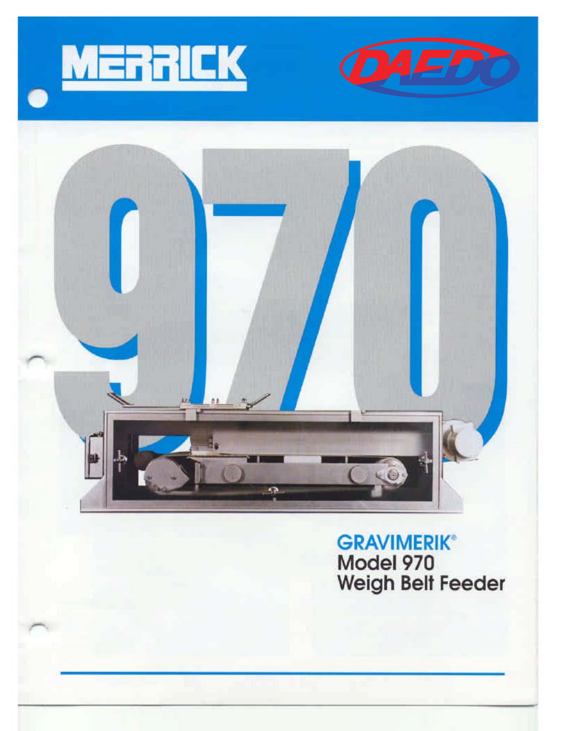MERRICK

DAEDO

970

# GRAVIMERIK®
## Model 970
## Weigh Belt Feeder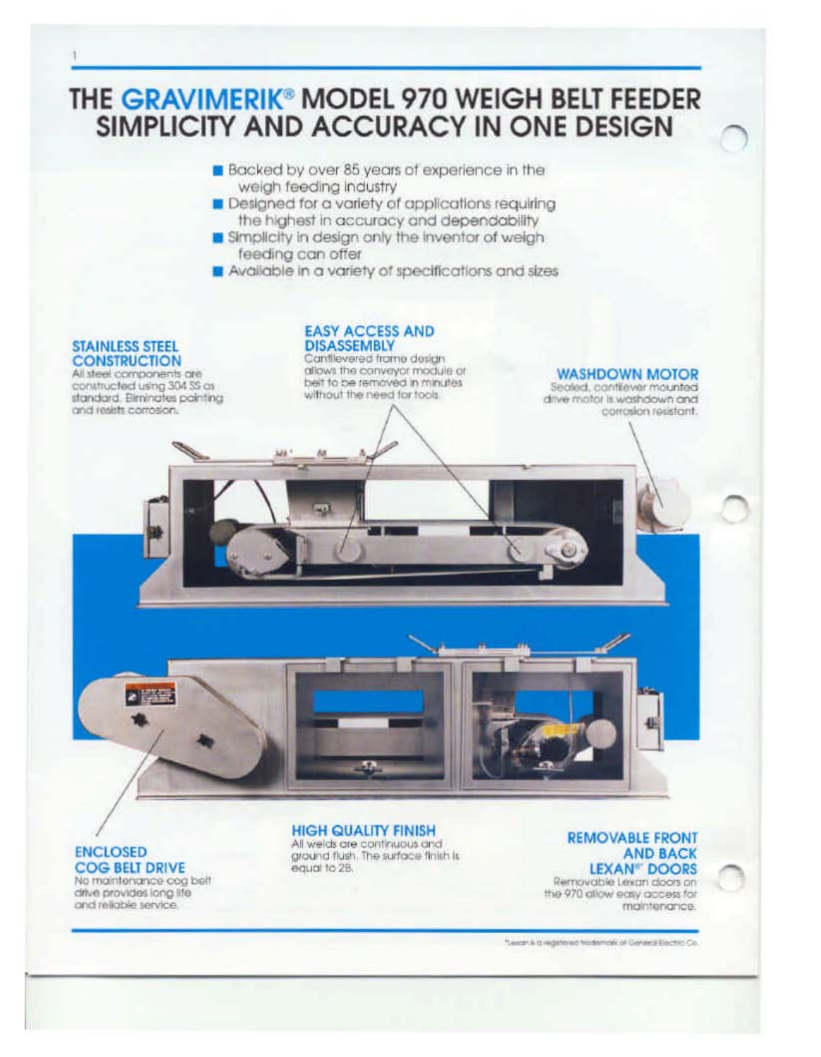# THE GRAVIMERIK® MODEL 970 WEIGH BELT FEEDER SIMPLICITY AND ACCURACY IN ONE DESIGN

- Backed by over 85 years of experience in the weigh feeding industry
- Designed for a variety of applications requiring the highest in accuracy and dependability
- Simplicity in design only the inventor of weigh feeding can offer
- Available in a variety of specifications and sizes

### STAINLESS STEEL CONSTRUCTION

All steel components are constructed using 304 SS as standard. Eliminates painting and resists corrosion.

### EASY ACCESS AND DISASSEMBLY

Cantilevered frame design allows the conveyor module or belt to be removed in minutes without the need for tools.

### WASHDOWN MOTOR

Sealed, cantilever mounted drive motor is washdown and corrosion resistant.

### ENCLOSED COG BELT DRIVE

No maintenance cog belt drive provides long life and reliable service.

### HIGH QUALITY FINISH

All welds are continuous and ground flush. The surface finish is equal to 2B.

### REMOVABLE FRONT AND BACK LEXAN® DOORS

Removable Lexan doors on the 970 allow easy access for maintenance.

*Lexan is a registered trademark of General Electric Co.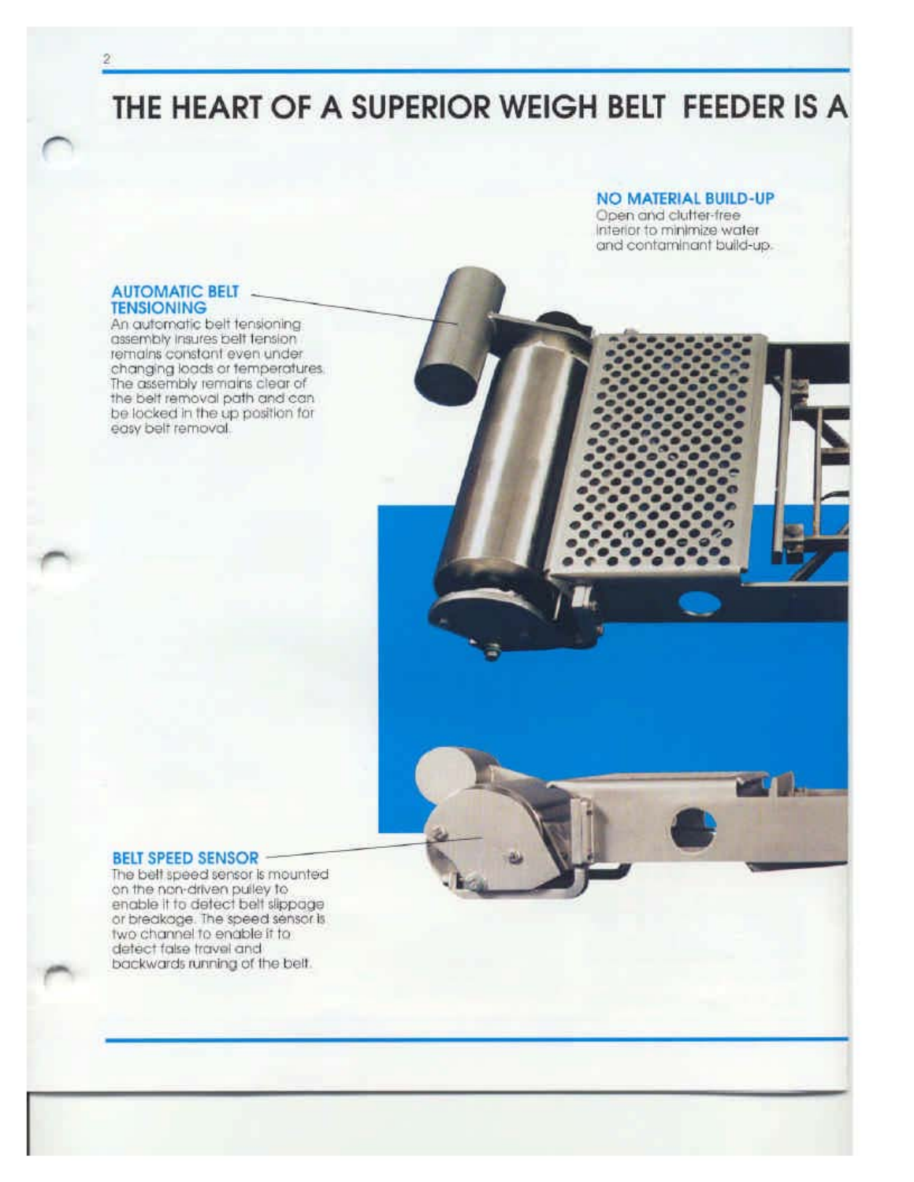# THE HEART OF A SUPERIOR WEIGH BELT FEEDER IS A

### NO MATERIAL BUILD-UP

Open and clutter-free interior to minimize water and contaminant build-up.

### AUTOMATIC BELT TENSIONING

An automatic belt tensioning assembly insures belt tension remains constant even under changing loads or temperatures. The assembly remains clear of the belt removal path and can be locked in the up position for easy belt removal.

### BELT SPEED SENSOR

The belt speed sensor is mounted on the non-driven pulley to enable it to detect belt slippage or breakage. The speed sensor is two channel to enable it to detect false travel and backwards running of the belt.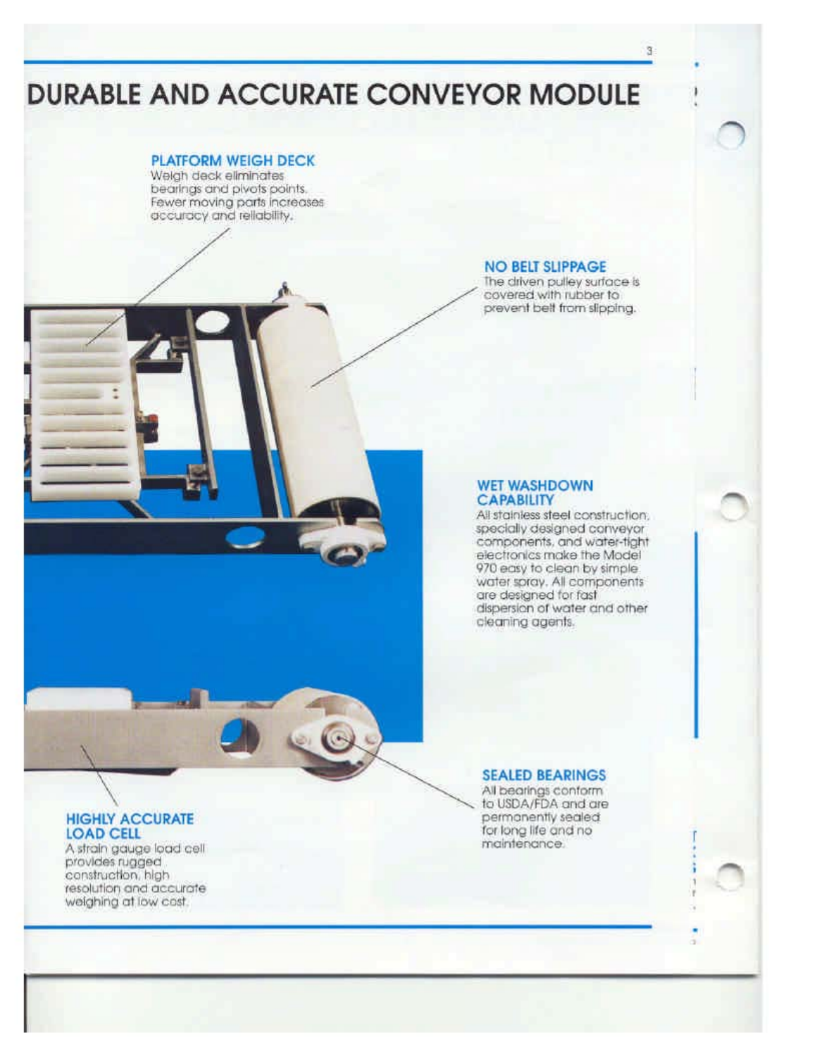# DURABLE AND ACCURATE CONVEYOR MODULE

### PLATFORM WEIGH DECK

Weigh deck eliminates bearings and pivots points. Fewer moving parts increases accuracy and reliability.

### NO BELT SLIPPAGE

The driven pulley surface is covered with rubber to prevent belt from slipping.

### WET WASHDOWN CAPABILITY

All stainless steel construction, specially designed conveyor components, and water-tight electronics make the Model 970 easy to clean by simple water spray. All components are designed for fast dispersion of water and other cleaning agents.

### SEALED BEARINGS

All bearings conform to USDA/FDA and are permanently sealed for long life and no maintenance.

### HIGHLY ACCURATE LOAD CELL

A strain gauge load cell provides rugged construction, high resolution and accurate weighing at low cost.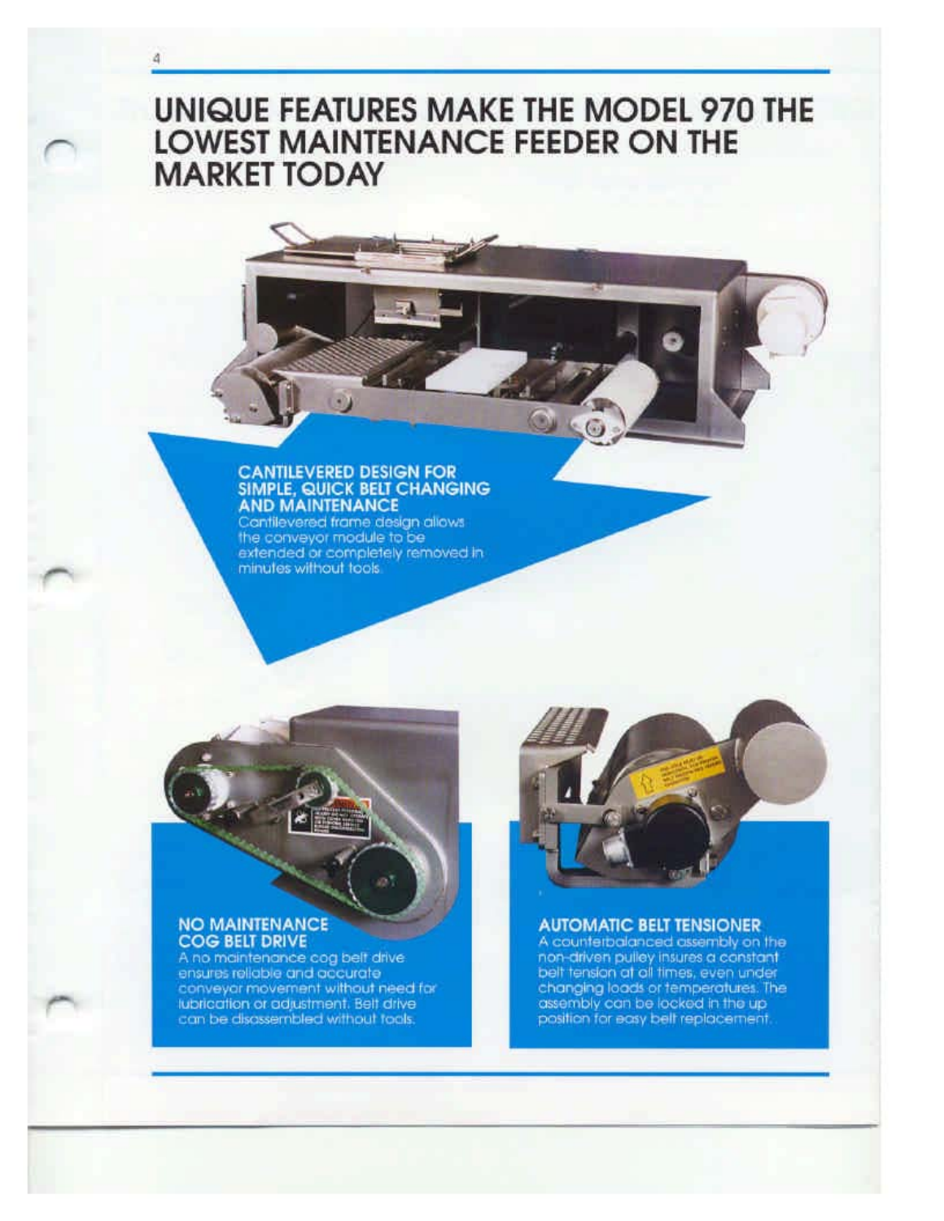# UNIQUE FEATURES MAKE THE MODEL 970 THE LOWEST MAINTENANCE FEEDER ON THE MARKET TODAY

## CANTILEVERED DESIGN FOR SIMPLE, QUICK BELT CHANGING AND MAINTENANCE

Cantilevered frame design allows the conveyor module to be extended or completely removed in minutes without tools.

## NO MAINTENANCE COG BELT DRIVE

A no maintenance cog belt drive ensures reliable and accurate conveyor movement without need for lubrication or adjustment. Belt drive can be disassembled without tools.

## AUTOMATIC BELT TENSIONER

A counterbalanced assembly on the non-driven pulley insures a constant belt tension at all times, even under changing loads or temperatures. The assembly can be locked in the up position for easy belt replacement.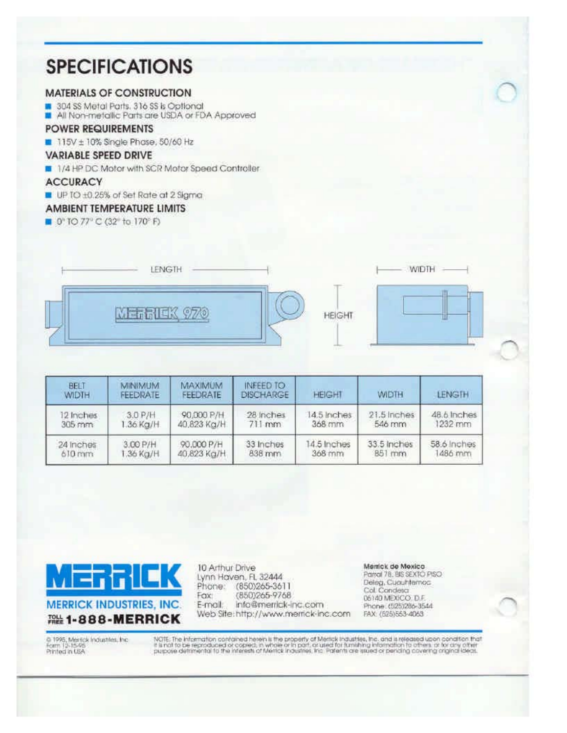# SPECIFICATIONS

## MATERIALS OF CONSTRUCTION

- 304 SS Metal Parts. 316 SS is Optional
- All Non-metallic Parts are USDA or FDA Approved

## POWER REQUIREMENTS

- 115V ± 10% Single Phase, 50/60 Hz

## VARIABLE SPEED DRIVE

- 1/4 HP DC Motor with SCR Motor Speed Controller

## ACCURACY

- UP TO ±0.25% of Set Rate at 2 Sigma

## AMBIENT TEMPERATURE LIMITS

- 0° TO 77° C (32° to 170° F)

LENGTH

MERRICK 970

HEIGHT

WIDTH

| BELT WIDTH | MINIMUM FEEDRATE | MAXIMUM FEEDRATE | INFEED TO DISCHARGE | HEIGHT | WIDTH | LENGTH |
|---|---|---|---|---|---|---|
| 12 Inches 305 mm | 3.0 P/H 1.36 Kg/H | 90,000 P/H 40,823 Kg/H | 28 Inches 711 mm | 14.5 Inches 368 mm | 21.5 Inches 546 mm | 48.6 Inches 1232 mm |
| 24 Inches 610 mm | 3.00 P/H 1.36 Kg/H | 90,000 P/H 40,823 Kg/H | 33 Inches 838 mm | 14.5 Inches 368 mm | 33.5 Inches 851 mm | 58.6 Inches 1486 mm |

**MERRICK**

**MERRICK INDUSTRIES, INC.**

**TOLL FREE 1-888-MERRICK**

10 Arthur Drive
Lynn Haven, FL 32444
Phone: (850)265-3611
Fax: (850)265-9768
E-mail: info@merrick-inc.com
Web Site: http://www.merrick-inc.com

**Merrick de Mexico**
Parral 78, BIS SEXTO PISO
Deleg. Cuauhtemoc
Col. Condesa
06140 MEXICO, D.F.
Phone: (525)286-3544
FAX: (525)553-4063

© 1995, Merrick Industries, Inc.
Form 12-15-95
Printed in USA

NOTE: The information contained herein is the property of Merrick Industries, Inc. and is released upon condition that it is not to be reproduced or copied, in whole or in part, or used for furnishing information to others, or for any other purpose detrimental to the interests of Merrick Industries, Inc. Patents are issued or pending covering original ideas.